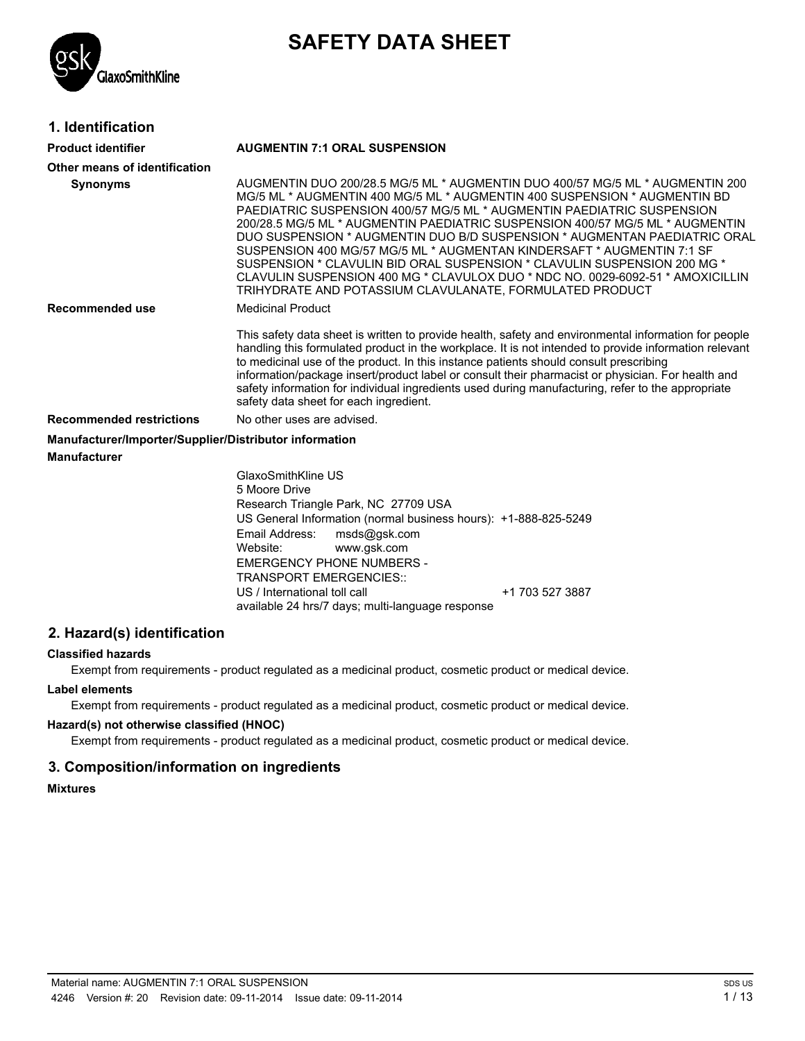# SAFETY DATA SHEET

## 1. Identification

**Product identifier** **AUGMENTIN 7:1 ORAL SUSPENSION**

**Other means of identification**

**Synonyms** AUGMENTIN DUO 200/28.5 MG/5 ML * AUGMENTIN DUO 400/57 MG/5 ML * AUGMENTIN 200 MG/5 ML * AUGMENTIN 400 MG/5 ML * AUGMENTIN 400 SUSPENSION * AUGMENTIN BD PAEDIATRIC SUSPENSION 400/57 MG/5 ML * AUGMENTIN PAEDIATRIC SUSPENSION 200/28.5 MG/5 ML * AUGMENTIN PAEDIATRIC SUSPENSION 400/57 MG/5 ML * AUGMENTIN DUO SUSPENSION * AUGMENTIN DUO B/D SUSPENSION * AUGMENTAN PAEDIATRIC ORAL SUSPENSION 400 MG/57 MG/5 ML * AUGMENTAN KINDERSAFT * AUGMENTIN 7:1 SF SUSPENSION * CLAVULIN BID ORAL SUSPENSION * CLAVULIN SUSPENSION 200 MG * CLAVULIN SUSPENSION 400 MG * CLAVULOX DUO * NDC NO. 0029-6092-51 * AMOXICILLIN TRIHYDRATE AND POTASSIUM CLAVULANATE, FORMULATED PRODUCT

**Recommended use** Medicinal Product

This safety data sheet is written to provide health, safety and environmental information for people handling this formulated product in the workplace. It is not intended to provide information relevant to medicinal use of the product. In this instance patients should consult prescribing information/package insert/product label or consult their pharmacist or physician. For health and safety information for individual ingredients used during manufacturing, refer to the appropriate safety data sheet for each ingredient.

**Recommended restrictions** No other uses are advised.

**Manufacturer/Importer/Supplier/Distributor information**

**Manufacturer**

GlaxoSmithKline US
5 Moore Drive
Research Triangle Park, NC 27709 USA
US General Information (normal business hours): +1-888-825-5249
Email Address: msds@gsk.com
Website: www.gsk.com
EMERGENCY PHONE NUMBERS -
TRANSPORT EMERGENCIES::
US / International toll call +1 703 527 3887
available 24 hrs/7 days; multi-language response

## 2. Hazard(s) identification

**Classified hazards**

Exempt from requirements - product regulated as a medicinal product, cosmetic product or medical device.

**Label elements**

Exempt from requirements - product regulated as a medicinal product, cosmetic product or medical device.

**Hazard(s) not otherwise classified (HNOC)**

Exempt from requirements - product regulated as a medicinal product, cosmetic product or medical device.

## 3. Composition/information on ingredients

**Mixtures**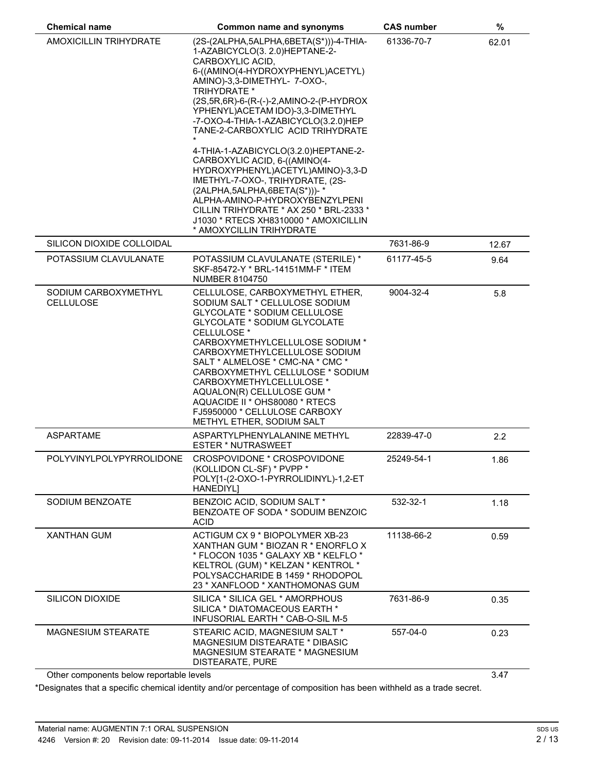| Chemical name | Common name and synonyms | CAS number | % |
|---|---|---|---|
| AMOXICILLIN TRIHYDRATE | (2S-(2ALPHA,5ALPHA,6BETA(S*)))-4-THIA-1-AZABICYCLO(3. 2.0)HEPTANE-2-CARBOXYLIC ACID, 6-((AMINO(4-HYDROXYPHENYL)ACETYL) AMINO)-3,3-DIMETHYL- 7-OXO-, TRIHYDRATE * (2S,5R,6R)-6-(R-(-)-2,AMINO-2-(P-HYDROXYPHENYL)ACETAM IDO)-3,3-DIMETHYL -7-OXO-4-THIA-1-AZABICYCLO(3.2.0)HEPTANE-2-CARBOXYLIC ACID TRIHYDRATE * 4-THIA-1-AZABICYCLO(3.2.0)HEPTANE-2-CARBOXYLIC ACID, 6-((AMINO(4-HYDROXYPHENYL)ACETYL)AMINO)-3,3-DIMETHYL-7-OXO-, TRIHYDRATE, (2S-(2ALPHA,5ALPHA,6BETA(S*)))- * ALPHA-AMINO-P-HYDROXYBENZYLPENICILLIN TRIHYDRATE * AX 250 * BRL-2333 * J1030 * RTECS XH8310000 * AMOXICILLIN * AMOXYCILLIN TRIHYDRATE | 61336-70-7 | 62.01 |
| SILICON DIOXIDE COLLOIDAL | | 7631-86-9 | 12.67 |
| POTASSIUM CLAVULANATE | POTASSIUM CLAVULANATE (STERILE) * SKF-85472-Y * BRL-14151MM-F * ITEM NUMBER 8104750 | 61177-45-5 | 9.64 |
| SODIUM CARBOXYMETHYL CELLULOSE | CELLULOSE, CARBOXYMETHYL ETHER, SODIUM SALT * CELLULOSE SODIUM GLYCOLATE * SODIUM CELLULOSE GLYCOLATE * SODIUM GLYCOLATE CELLULOSE * CARBOXYMETHYLCELLULOSE SODIUM * CARBOXYMETHYLCELLULOSE SODIUM SALT * ALMELOSE * CMC-NA * CMC * CARBOXYMETHYL CELLULOSE * SODIUM CARBOXYMETHYLCELLULOSE * AQUALON(R) CELLULOSE GUM * AQUACIDE II * OHS80080 * RTECS FJ5950000 * CELLULOSE CARBOXY METHYL ETHER, SODIUM SALT | 9004-32-4 | 5.8 |
| ASPARTAME | ASPARTYLPHENYLALANINE METHYL ESTER * NUTRASWEET | 22839-47-0 | 2.2 |
| POLYVINYLPOLYPYRROLIDONE | CROSPOVIDONE * CROSPOVIDONE (KOLLIDON CL-SF) * PVPP * POLY[1-(2-OXO-1-PYRROLIDINYL)-1,2-ETHANEDIYL] | 25249-54-1 | 1.86 |
| SODIUM BENZOATE | BENZOIC ACID, SODIUM SALT * BENZOATE OF SODA * SODUIM BENZOIC ACID | 532-32-1 | 1.18 |
| XANTHAN GUM | ACTIGUM CX 9 * BIOPOLYMER XB-23 XANTHAN GUM * BIOZAN R * ENORFLO X * FLOCON 1035 * GALAXY XB * KELFLO * KELTROL (GUM) * KELZAN * KENTROL * POLYSACCHARIDE B 1459 * RHODOPOL 23 * XANFLOOD * XANTHOMONAS GUM | 11138-66-2 | 0.59 |
| SILICON DIOXIDE | SILICA * SILICA GEL * AMORPHOUS SILICA * DIATOMACEOUS EARTH * INFUSORIAL EARTH * CAB-O-SIL M-5 | 7631-86-9 | 0.35 |
| MAGNESIUM STEARATE | STEARIC ACID, MAGNESIUM SALT * MAGNESIUM DISTEARATE * DIBASIC MAGNESIUM STEARATE * MAGNESIUM DISTEARATE, PURE | 557-04-0 | 0.23 |
| Other components below reportable levels | | | 3.47 |

*Designates that a specific chemical identity and/or percentage of composition has been withheld as a trade secret.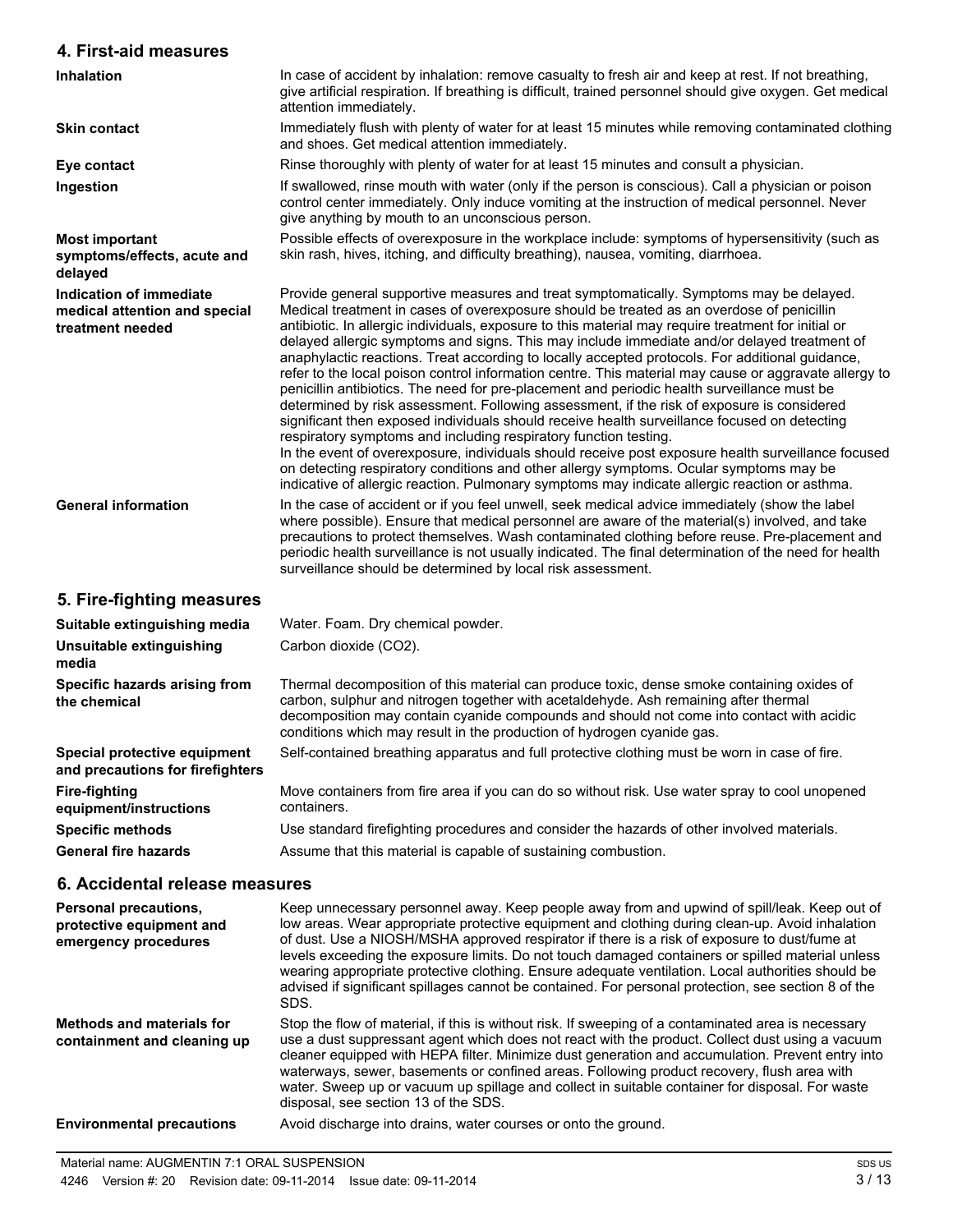## 4. First-aid measures

| | |
|---|---|
| **Inhalation** | In case of accident by inhalation: remove casualty to fresh air and keep at rest. If not breathing, give artificial respiration. If breathing is difficult, trained personnel should give oxygen. Get medical attention immediately. |
| **Skin contact** | Immediately flush with plenty of water for at least 15 minutes while removing contaminated clothing and shoes. Get medical attention immediately. |
| **Eye contact** | Rinse thoroughly with plenty of water for at least 15 minutes and consult a physician. |
| **Ingestion** | If swallowed, rinse mouth with water (only if the person is conscious). Call a physician or poison control center immediately. Only induce vomiting at the instruction of medical personnel. Never give anything by mouth to an unconscious person. |
| **Most important symptoms/effects, acute and delayed** | Possible effects of overexposure in the workplace include: symptoms of hypersensitivity (such as skin rash, hives, itching, and difficulty breathing), nausea, vomiting, diarrhoea. |
| **Indication of immediate medical attention and special treatment needed** | Provide general supportive measures and treat symptomatically. Symptoms may be delayed. Medical treatment in cases of overexposure should be treated as an overdose of penicillin antibiotic. In allergic individuals, exposure to this material may require treatment for initial or delayed allergic symptoms and signs. This may include immediate and/or delayed treatment of anaphylactic reactions. Treat according to locally accepted protocols. For additional guidance, refer to the local poison control information centre. This material may cause or aggravate allergy to penicillin antibiotics. The need for pre-placement and periodic health surveillance must be determined by risk assessment. Following assessment, if the risk of exposure is considered significant then exposed individuals should receive health surveillance focused on detecting respiratory symptoms and including respiratory function testing.<br>In the event of overexposure, individuals should receive post exposure health surveillance focused on detecting respiratory conditions and other allergy symptoms. Ocular symptoms may be indicative of allergic reaction. Pulmonary symptoms may indicate allergic reaction or asthma. |
| **General information** | In the case of accident or if you feel unwell, seek medical advice immediately (show the label where possible). Ensure that medical personnel are aware of the material(s) involved, and take precautions to protect themselves. Wash contaminated clothing before reuse. Pre-placement and periodic health surveillance is not usually indicated. The final determination of the need for health surveillance should be determined by local risk assessment. |

## 5. Fire-fighting measures

| | |
|---|---|
| **Suitable extinguishing media** | Water. Foam. Dry chemical powder. |
| **Unsuitable extinguishing media** | Carbon dioxide ($CO_2$). |
| **Specific hazards arising from the chemical** | Thermal decomposition of this material can produce toxic, dense smoke containing oxides of carbon, sulphur and nitrogen together with acetaldehyde. Ash remaining after thermal decomposition may contain cyanide compounds and should not come into contact with acidic conditions which may result in the production of hydrogen cyanide gas. |
| **Special protective equipment and precautions for firefighters** | Self-contained breathing apparatus and full protective clothing must be worn in case of fire. |
| **Fire-fighting equipment/instructions** | Move containers from fire area if you can do so without risk. Use water spray to cool unopened containers. |
| **Specific methods** | Use standard firefighting procedures and consider the hazards of other involved materials. |
| **General fire hazards** | Assume that this material is capable of sustaining combustion. |

## 6. Accidental release measures

| | |
|---|---|
| **Personal precautions, protective equipment and emergency procedures** | Keep unnecessary personnel away. Keep people away from and upwind of spill/leak. Keep out of low areas. Wear appropriate protective equipment and clothing during clean-up. Avoid inhalation of dust. Use a NIOSH/MSHA approved respirator if there is a risk of exposure to dust/fume at levels exceeding the exposure limits. Do not touch damaged containers or spilled material unless wearing appropriate protective clothing. Ensure adequate ventilation. Local authorities should be advised if significant spillages cannot be contained. For personal protection, see section 8 of the SDS. |
| **Methods and materials for containment and cleaning up** | Stop the flow of material, if this is without risk. If sweeping of a contaminated area is necessary use a dust suppressant agent which does not react with the product. Collect dust using a vacuum cleaner equipped with HEPA filter. Minimize dust generation and accumulation. Prevent entry into waterways, sewer, basements or confined areas. Following product recovery, flush area with water. Sweep up or vacuum up spillage and collect in suitable container for disposal. For waste disposal, see section 13 of the SDS. |
| **Environmental precautions** | Avoid discharge into drains, water courses or onto the ground. |

Material name: AUGMENTIN 7:1 ORAL SUSPENSION

4246 Version #: 20 Revision date: 09-11-2014 Issue date: 09-11-2014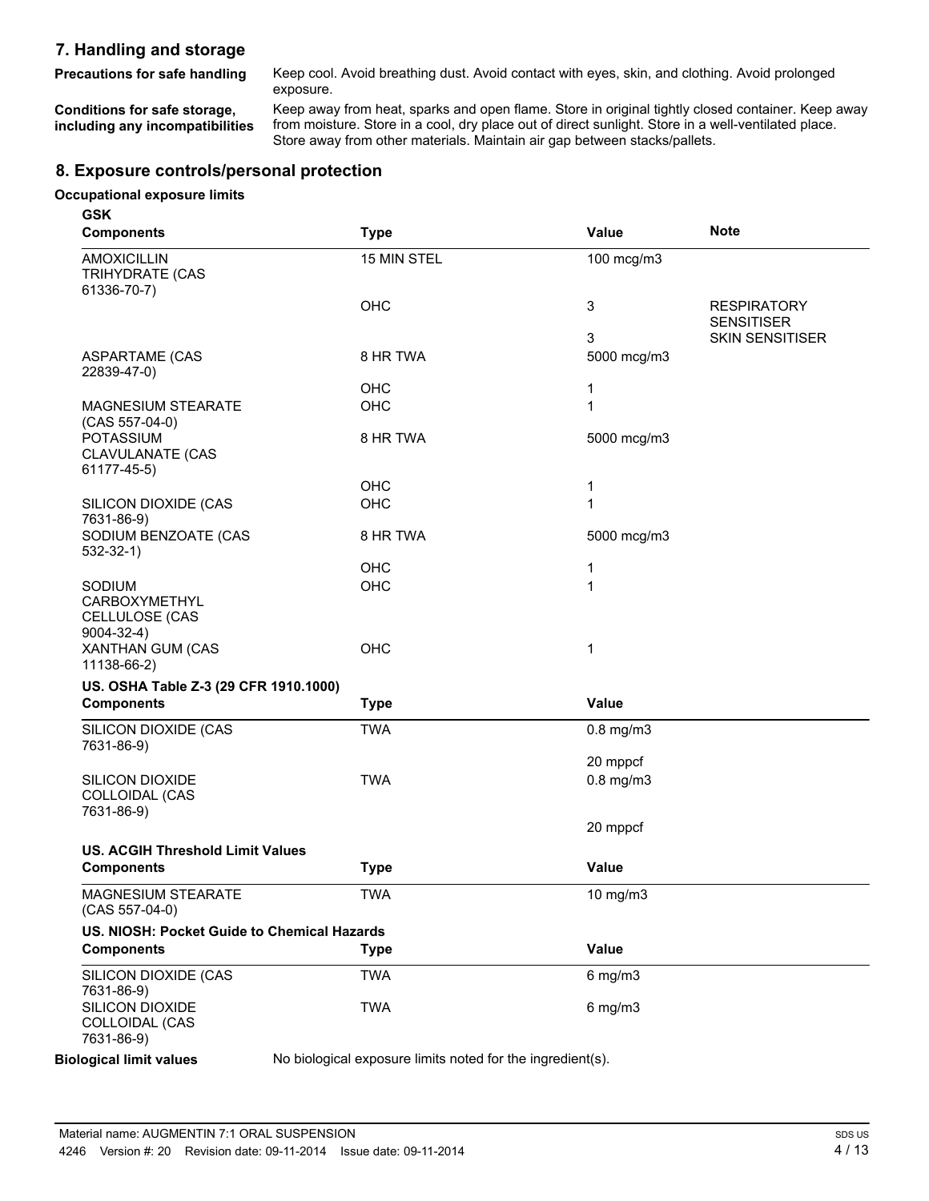## 7. Handling and storage

**Precautions for safe handling** Keep cool. Avoid breathing dust. Avoid contact with eyes, skin, and clothing. Avoid prolonged exposure.

**Conditions for safe storage, including any incompatibilities** Keep away from heat, sparks and open flame. Store in original tightly closed container. Keep away from moisture. Store in a cool, dry place out of direct sunlight. Store in a well-ventilated place. Store away from other materials. Maintain air gap between stacks/pallets.

## 8. Exposure controls/personal protection

### Occupational exposure limits

**GSK**

| Components | Type | Value | Note |
|---|---|---|---|
| AMOXICILLIN TRIHYDRATE (CAS 61336-70-7) | 15 MIN STEL | 100 mcg/m3 | |
| | OHC | 3 | RESPIRATORY SENSITISER |
| | | 3 | SKIN SENSITISER |
| ASPARTAME (CAS 22839-47-0) | 8 HR TWA | 5000 mcg/m3 | |
| | OHC | 1 | |
| MAGNESIUM STEARATE (CAS 557-04-0) | OHC | 1 | |
| POTASSIUM CLAVULANATE (CAS 61177-45-5) | 8 HR TWA | 5000 mcg/m3 | |
| | OHC | 1 | |
| SILICON DIOXIDE (CAS 7631-86-9) | OHC | 1 | |
| SODIUM BENZOATE (CAS 532-32-1) | 8 HR TWA | 5000 mcg/m3 | |
| | OHC | 1 | |
| SODIUM CARBOXYMETHYL CELLULOSE (CAS 9004-32-4) | OHC | 1 | |
| XANTHAN GUM (CAS 11138-66-2) | OHC | 1 | |

**US. OSHA Table Z-3 (29 CFR 1910.1000)**

| Components | Type | Value |
|---|---|---|
| SILICON DIOXIDE (CAS 7631-86-9) | TWA | 0.8 mg/m3 |
| | | 20 mppcf |
| SILICON DIOXIDE COLLOIDAL (CAS 7631-86-9) | TWA | 0.8 mg/m3 |
| | | 20 mppcf |

**US. ACGIH Threshold Limit Values**

| Components | Type | Value |
|---|---|---|
| MAGNESIUM STEARATE (CAS 557-04-0) | TWA | 10 mg/m3 |

**US. NIOSH: Pocket Guide to Chemical Hazards**

| Components | Type | Value |
|---|---|---|
| SILICON DIOXIDE (CAS 7631-86-9) | TWA | 6 mg/m3 |
| SILICON DIOXIDE COLLOIDAL (CAS 7631-86-9) | TWA | 6 mg/m3 |

**Biological limit values** No biological exposure limits noted for the ingredient(s).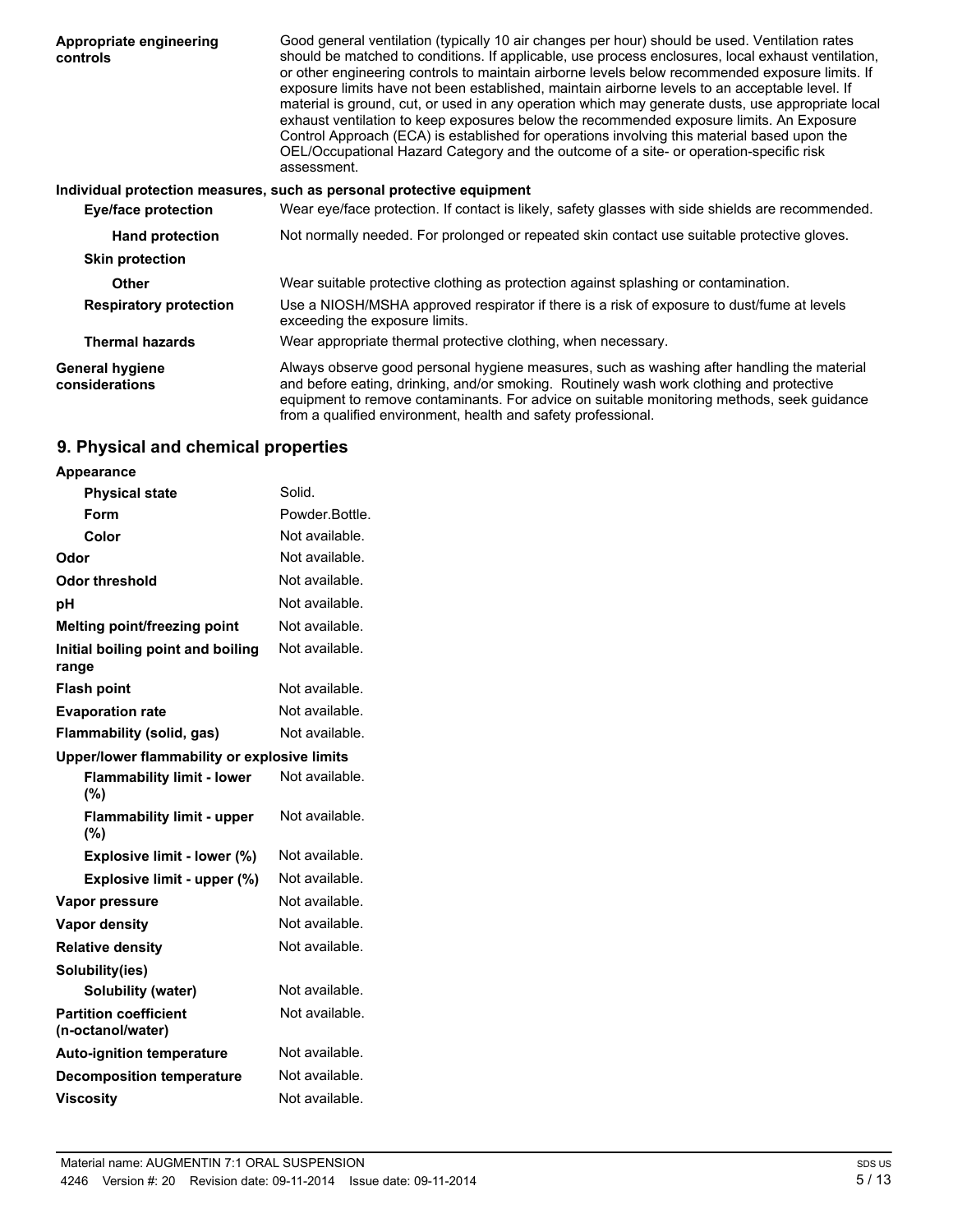| | |
|---|---|
| **Appropriate engineering controls** | Good general ventilation (typically 10 air changes per hour) should be used. Ventilation rates should be matched to conditions. If applicable, use process enclosures, local exhaust ventilation, or other engineering controls to maintain airborne levels below recommended exposure limits. If exposure limits have not been established, maintain airborne levels to an acceptable level. If material is ground, cut, or used in any operation which may generate dusts, use appropriate local exhaust ventilation to keep exposures below the recommended exposure limits. An Exposure Control Approach (ECA) is established for operations involving this material based upon the OEL/Occupational Hazard Category and the outcome of a site- or operation-specific risk assessment. |

**Individual protection measures, such as personal protective equipment**

| | |
|---|---|
| **Eye/face protection** | Wear eye/face protection. If contact is likely, safety glasses with side shields are recommended. |
| **Hand protection** | Not normally needed. For prolonged or repeated skin contact use suitable protective gloves. |
| **Skin protection** | |
| **Other** | Wear suitable protective clothing as protection against splashing or contamination. |
| **Respiratory protection** | Use a NIOSH/MSHA approved respirator if there is a risk of exposure to dust/fume at levels exceeding the exposure limits. |
| **Thermal hazards** | Wear appropriate thermal protective clothing, when necessary. |
| **General hygiene considerations** | Always observe good personal hygiene measures, such as washing after handling the material and before eating, drinking, and/or smoking. Routinely wash work clothing and protective equipment to remove contaminants. For advice on suitable monitoring methods, seek guidance from a qualified environment, health and safety professional. |

## 9. Physical and chemical properties

| | |
|---|---|
| **Appearance** | |
| **Physical state** | Solid. |
| **Form** | Powder.Bottle. |
| **Color** | Not available. |
| **Odor** | Not available. |
| **Odor threshold** | Not available. |
| **pH** | Not available. |
| **Melting point/freezing point** | Not available. |
| **Initial boiling point and boiling range** | Not available. |
| **Flash point** | Not available. |
| **Evaporation rate** | Not available. |
| **Flammability (solid, gas)** | Not available. |
| **Upper/lower flammability or explosive limits** | |
| **Flammability limit - lower (%)** | Not available. |
| **Flammability limit - upper (%)** | Not available. |
| **Explosive limit - lower (%)** | Not available. |
| **Explosive limit - upper (%)** | Not available. |
| **Vapor pressure** | Not available. |
| **Vapor density** | Not available. |
| **Relative density** | Not available. |
| **Solubility(ies)** | |
| **Solubility (water)** | Not available. |
| **Partition coefficient (n-octanol/water)** | Not available. |
| **Auto-ignition temperature** | Not available. |
| **Decomposition temperature** | Not available. |
| **Viscosity** | Not available. |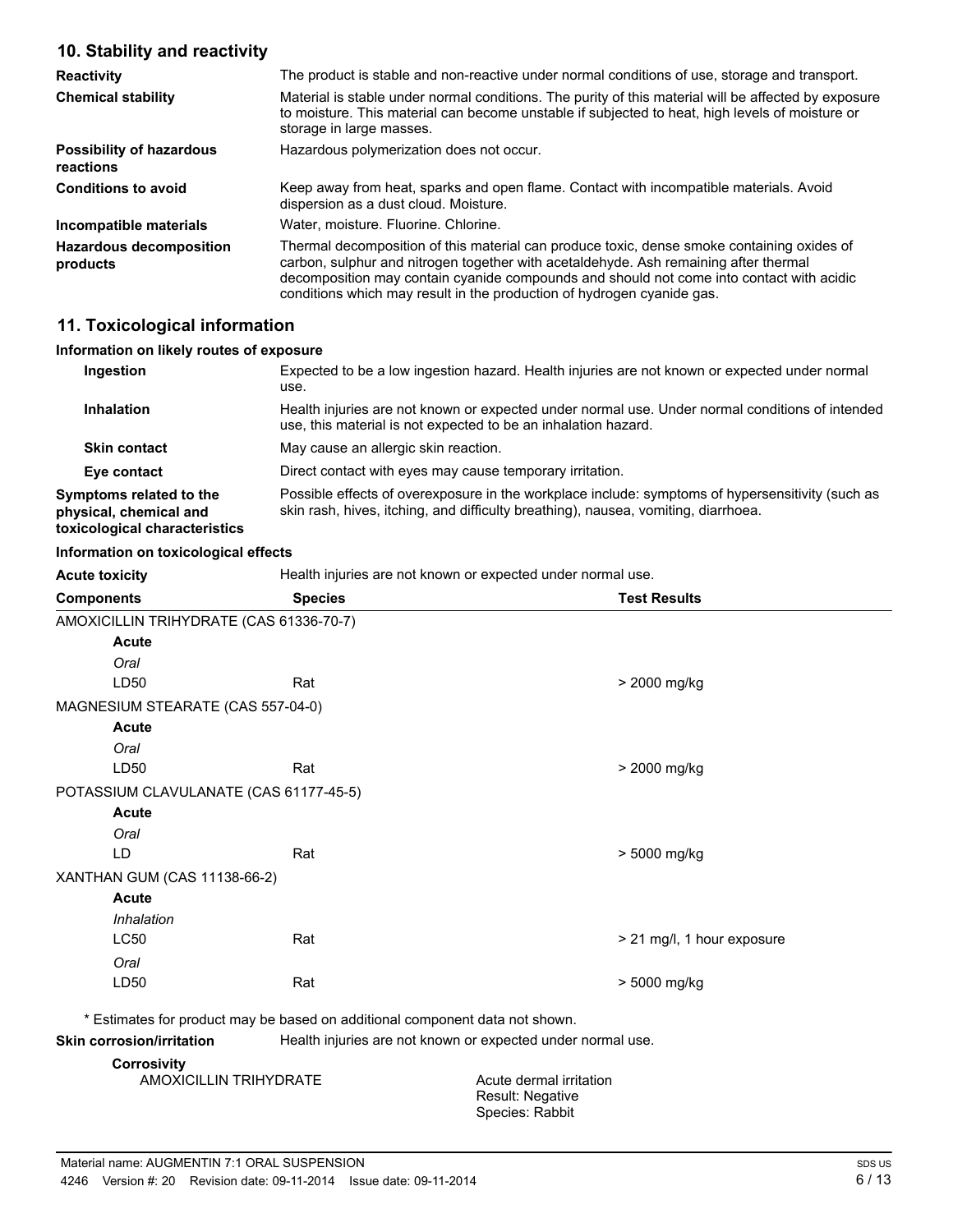## 10. Stability and reactivity

| | |
|---|---|
| **Reactivity** | The product is stable and non-reactive under normal conditions of use, storage and transport. |
| **Chemical stability** | Material is stable under normal conditions. The purity of this material will be affected by exposure to moisture. This material can become unstable if subjected to heat, high levels of moisture or storage in large masses. |
| **Possibility of hazardous reactions** | Hazardous polymerization does not occur. |
| **Conditions to avoid** | Keep away from heat, sparks and open flame. Contact with incompatible materials. Avoid dispersion as a dust cloud. Moisture. |
| **Incompatible materials** | Water, moisture. Fluorine. Chlorine. |
| **Hazardous decomposition products** | Thermal decomposition of this material can produce toxic, dense smoke containing oxides of carbon, sulphur and nitrogen together with acetaldehyde. Ash remaining after thermal decomposition may contain cyanide compounds and should not come into contact with acidic conditions which may result in the production of hydrogen cyanide gas. |

## 11. Toxicological information

**Information on likely routes of exposure**

| | |
|---|---|
| **Ingestion** | Expected to be a low ingestion hazard. Health injuries are not known or expected under normal use. |
| **Inhalation** | Health injuries are not known or expected under normal use. Under normal conditions of intended use, this material is not expected to be an inhalation hazard. |
| **Skin contact** | May cause an allergic skin reaction. |
| **Eye contact** | Direct contact with eyes may cause temporary irritation. |
| **Symptoms related to the physical, chemical and toxicological characteristics** | Possible effects of overexposure in the workplace include: symptoms of hypersensitivity (such as skin rash, hives, itching, and difficulty breathing), nausea, vomiting, diarrhoea. |

**Information on toxicological effects**

**Acute toxicity** Health injuries are not known or expected under normal use.

| Components | Species | Test Results |
|---|---|---|
| AMOXICILLIN TRIHYDRATE (CAS 61336-70-7) | | |
| **Acute** | | |
| *Oral* | | |
| LD50 | Rat | > 2000 mg/kg |
| MAGNESIUM STEARATE (CAS 557-04-0) | | |
| **Acute** | | |
| *Oral* | | |
| LD50 | Rat | > 2000 mg/kg |
| POTASSIUM CLAVULANATE (CAS 61177-45-5) | | |
| **Acute** | | |
| *Oral* | | |
| LD | Rat | > 5000 mg/kg |
| XANTHAN GUM (CAS 11138-66-2) | | |
| **Acute** | | |
| *Inhalation* | | |
| LC50 | Rat | > 21 mg/l, 1 hour exposure |
| *Oral* | | |
| LD50 | Rat | > 5000 mg/kg |

\* Estimates for product may be based on additional component data not shown.

**Skin corrosion/irritation** Health injuries are not known or expected under normal use.

**Corrosivity**

AMOXICILLIN TRIHYDRATE
Acute dermal irritation
Result: Negative
Species: Rabbit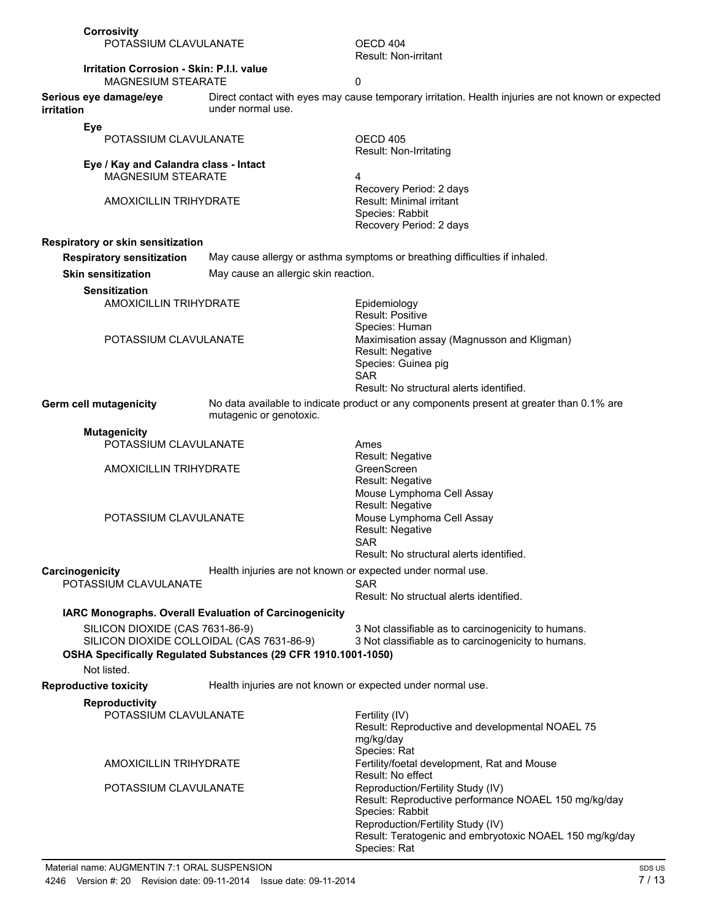**Corrosivity**

POTASSIUM CLAVULANATE — OECD 404
Result: Non-irritant

**Irritation Corrosion - Skin: P.I.I. value**

MAGNESIUM STEARATE — 0

**Serious eye damage/eye irritation** — Direct contact with eyes may cause temporary irritation. Health injuries are not known or expected under normal use.

**Eye**

POTASSIUM CLAVULANATE — OECD 405
Result: Non-Irritating

**Eye / Kay and Calandra class - Intact**

MAGNESIUM STEARATE — 4
Recovery Period: 2 days

AMOXICILLIN TRIHYDRATE — Result: Minimal irritant
Species: Rabbit
Recovery Period: 2 days

**Respiratory or skin sensitization**

**Respiratory sensitization** — May cause allergy or asthma symptoms or breathing difficulties if inhaled.

**Skin sensitization** — May cause an allergic skin reaction.

**Sensitization**

AMOXICILLIN TRIHYDRATE — Epidemiology
Result: Positive
Species: Human

POTASSIUM CLAVULANATE — Maximisation assay (Magnusson and Kligman)
Result: Negative
Species: Guinea pig
SAR
Result: No structural alerts identified.

**Germ cell mutagenicity** — No data available to indicate product or any components present at greater than 0.1% are mutagenic or genotoxic.

**Mutagenicity**

POTASSIUM CLAVULANATE — Ames
Result: Negative

AMOXICILLIN TRIHYDRATE — GreenScreen
Result: Negative
Mouse Lymphoma Cell Assay
Result: Negative

POTASSIUM CLAVULANATE — Mouse Lymphoma Cell Assay
Result: Negative
SAR
Result: No structural alerts identified.

**Carcinogenicity** — Health injuries are not known or expected under normal use.

POTASSIUM CLAVULANATE — SAR
Result: No structual alerts identified.

**IARC Monographs. Overall Evaluation of Carcinogenicity**

SILICON DIOXIDE (CAS 7631-86-9) — 3 Not classifiable as to carcinogenicity to humans.
SILICON DIOXIDE COLLOIDAL (CAS 7631-86-9) — 3 Not classifiable as to carcinogenicity to humans.

**OSHA Specifically Regulated Substances (29 CFR 1910.1001-1050)**

Not listed.

**Reproductive toxicity** — Health injuries are not known or expected under normal use.

**Reproductivity**

POTASSIUM CLAVULANATE — Fertility (IV)
Result: Reproductive and developmental NOAEL 75 mg/kg/day
Species: Rat

AMOXICILLIN TRIHYDRATE — Fertility/foetal development, Rat and Mouse
Result: No effect

POTASSIUM CLAVULANATE — Reproduction/Fertility Study (IV)
Result: Reproductive performance NOAEL 150 mg/kg/day
Species: Rabbit
Reproduction/Fertility Study (IV)
Result: Teratogenic and embryotoxic NOAEL 150 mg/kg/day
Species: Rat

Material name: AUGMENTIN 7:1 ORAL SUSPENSION
4246 Version #: 20 Revision date: 09-11-2014 Issue date: 09-11-2014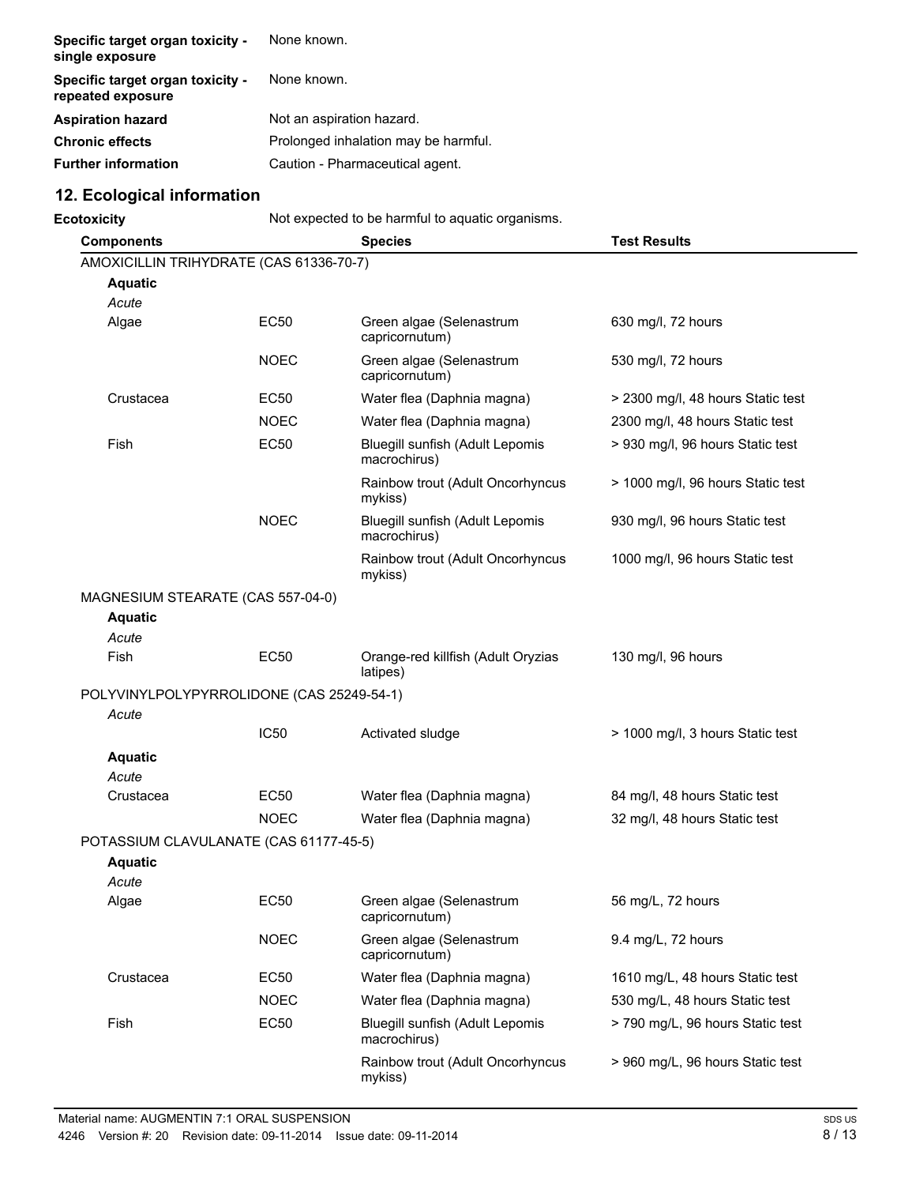| | |
|---|---|
| **Specific target organ toxicity - single exposure** | None known. |
| **Specific target organ toxicity - repeated exposure** | None known. |
| **Aspiration hazard** | Not an aspiration hazard. |
| **Chronic effects** | Prolonged inhalation may be harmful. |
| **Further information** | Caution - Pharmaceutical agent. |

## 12. Ecological information

**Ecotoxicity** Not expected to be harmful to aquatic organisms.

| Components | | Species | Test Results |
|---|---|---|---|
| AMOXICILLIN TRIHYDRATE (CAS 61336-70-7) | | | |
| **Aquatic** | | | |
| *Acute* | | | |
| Algae | EC50 | Green algae (Selenastrum capricornutum) | 630 mg/l, 72 hours |
| | NOEC | Green algae (Selenastrum capricornutum) | 530 mg/l, 72 hours |
| Crustacea | EC50 | Water flea (Daphnia magna) | > 2300 mg/l, 48 hours Static test |
| | NOEC | Water flea (Daphnia magna) | 2300 mg/l, 48 hours Static test |
| Fish | EC50 | Bluegill sunfish (Adult Lepomis macrochirus) | > 930 mg/l, 96 hours Static test |
| | | Rainbow trout (Adult Oncorhyncus mykiss) | > 1000 mg/l, 96 hours Static test |
| | NOEC | Bluegill sunfish (Adult Lepomis macrochirus) | 930 mg/l, 96 hours Static test |
| | | Rainbow trout (Adult Oncorhyncus mykiss) | 1000 mg/l, 96 hours Static test |
| MAGNESIUM STEARATE (CAS 557-04-0) | | | |
| **Aquatic** | | | |
| *Acute* | | | |
| Fish | EC50 | Orange-red killfish (Adult Oryzias latipes) | 130 mg/l, 96 hours |
| POLYVINYLPOLYPYRROLIDONE (CAS 25249-54-1) | | | |
| *Acute* | | | |
| | IC50 | Activated sludge | > 1000 mg/l, 3 hours Static test |
| **Aquatic** | | | |
| *Acute* | | | |
| Crustacea | EC50 | Water flea (Daphnia magna) | 84 mg/l, 48 hours Static test |
| | NOEC | Water flea (Daphnia magna) | 32 mg/l, 48 hours Static test |
| POTASSIUM CLAVULANATE (CAS 61177-45-5) | | | |
| **Aquatic** | | | |
| *Acute* | | | |
| Algae | EC50 | Green algae (Selenastrum capricornutum) | 56 mg/L, 72 hours |
| | NOEC | Green algae (Selenastrum capricornutum) | 9.4 mg/L, 72 hours |
| Crustacea | EC50 | Water flea (Daphnia magna) | 1610 mg/L, 48 hours Static test |
| | NOEC | Water flea (Daphnia magna) | 530 mg/L, 48 hours Static test |
| Fish | EC50 | Bluegill sunfish (Adult Lepomis macrochirus) | > 790 mg/L, 96 hours Static test |
| | | Rainbow trout (Adult Oncorhyncus mykiss) | > 960 mg/L, 96 hours Static test |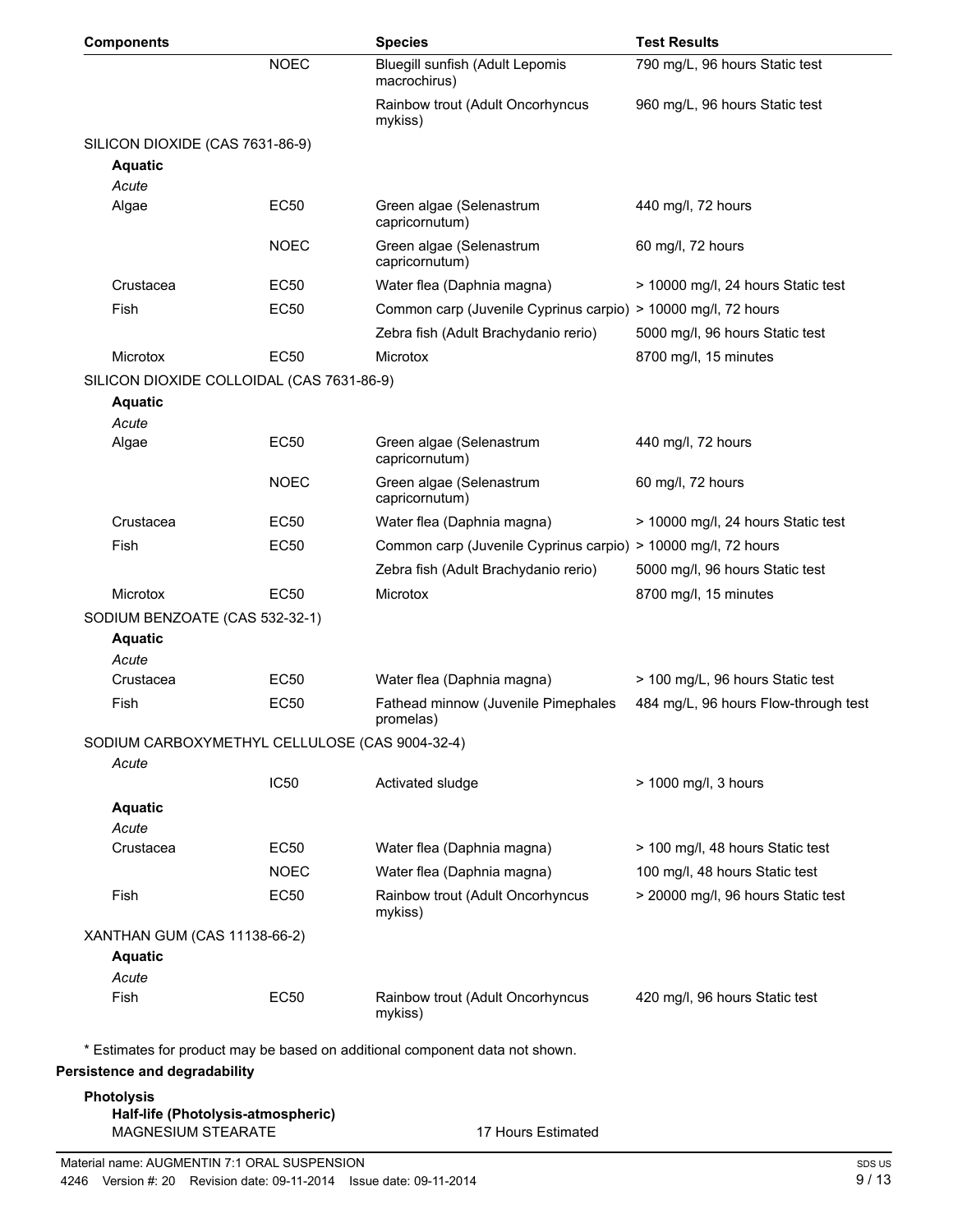| Components | | Species | Test Results |
| --- | --- | --- | --- |
| | NOEC | Bluegill sunfish (Adult Lepomis macrochirus) | 790 mg/L, 96 hours Static test |
| | | Rainbow trout (Adult Oncorhyncus mykiss) | 960 mg/L, 96 hours Static test |
| SILICON DIOXIDE (CAS 7631-86-9) | | | |
| **Aquatic** | | | |
| *Acute* | | | |
| Algae | EC50 | Green algae (Selenastrum capricornutum) | 440 mg/l, 72 hours |
| | NOEC | Green algae (Selenastrum capricornutum) | 60 mg/l, 72 hours |
| Crustacea | EC50 | Water flea (Daphnia magna) | > 10000 mg/l, 24 hours Static test |
| Fish | EC50 | Common carp (Juvenile Cyprinus carpio) | > 10000 mg/l, 72 hours |
| | | Zebra fish (Adult Brachydanio rerio) | 5000 mg/l, 96 hours Static test |
| Microtox | EC50 | Microtox | 8700 mg/l, 15 minutes |
| SILICON DIOXIDE COLLOIDAL (CAS 7631-86-9) | | | |
| **Aquatic** | | | |
| *Acute* | | | |
| Algae | EC50 | Green algae (Selenastrum capricornutum) | 440 mg/l, 72 hours |
| | NOEC | Green algae (Selenastrum capricornutum) | 60 mg/l, 72 hours |
| Crustacea | EC50 | Water flea (Daphnia magna) | > 10000 mg/l, 24 hours Static test |
| Fish | EC50 | Common carp (Juvenile Cyprinus carpio) | > 10000 mg/l, 72 hours |
| | | Zebra fish (Adult Brachydanio rerio) | 5000 mg/l, 96 hours Static test |
| Microtox | EC50 | Microtox | 8700 mg/l, 15 minutes |
| SODIUM BENZOATE (CAS 532-32-1) | | | |
| **Aquatic** | | | |
| *Acute* | | | |
| Crustacea | EC50 | Water flea (Daphnia magna) | > 100 mg/L, 96 hours Static test |
| Fish | EC50 | Fathead minnow (Juvenile Pimephales promelas) | 484 mg/L, 96 hours Flow-through test |
| SODIUM CARBOXYMETHYL CELLULOSE (CAS 9004-32-4) | | | |
| *Acute* | | | |
| | IC50 | Activated sludge | > 1000 mg/l, 3 hours |
| **Aquatic** | | | |
| *Acute* | | | |
| Crustacea | EC50 | Water flea (Daphnia magna) | > 100 mg/l, 48 hours Static test |
| | NOEC | Water flea (Daphnia magna) | 100 mg/l, 48 hours Static test |
| Fish | EC50 | Rainbow trout (Adult Oncorhyncus mykiss) | > 20000 mg/l, 96 hours Static test |
| XANTHAN GUM (CAS 11138-66-2) | | | |
| **Aquatic** | | | |
| *Acute* | | | |
| Fish | EC50 | Rainbow trout (Adult Oncorhyncus mykiss) | 420 mg/l, 96 hours Static test |

* Estimates for product may be based on additional component data not shown.

**Persistence and degradability**

**Photolysis**

**Half-life (Photolysis-atmospheric)**

MAGNESIUM STEARATE 17 Hours Estimated

Material name: AUGMENTIN 7:1 ORAL SUSPENSION

4246 Version #: 20 Revision date: 09-11-2014 Issue date: 09-11-2014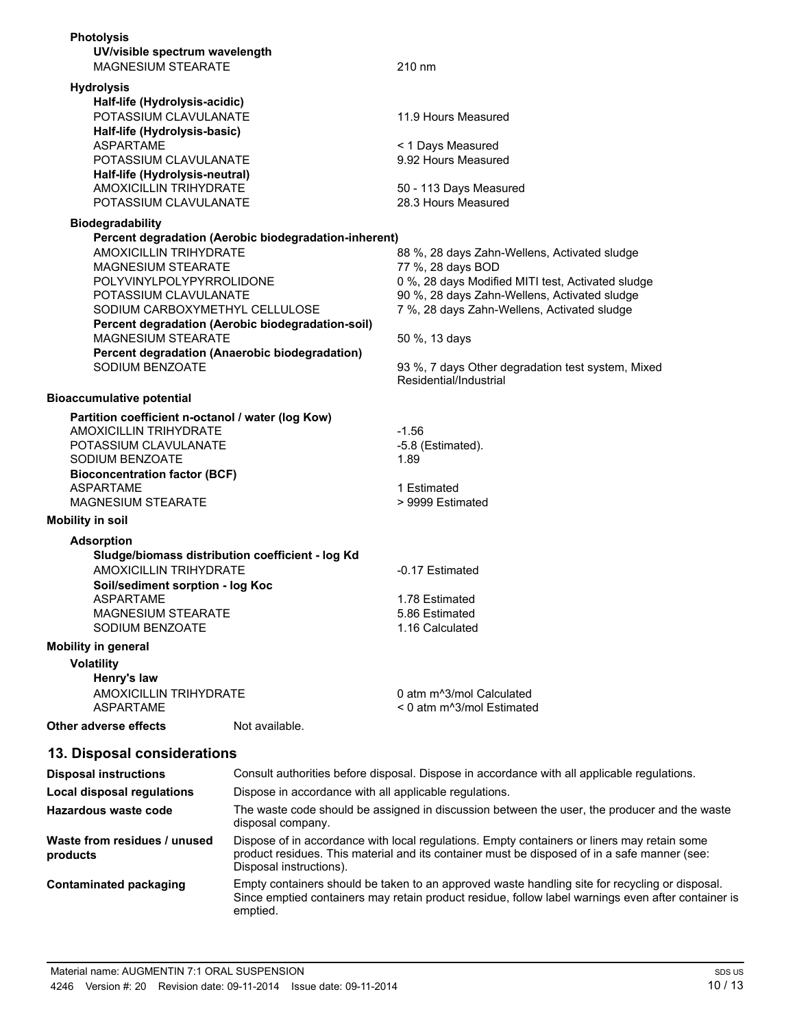**Photolysis**

**UV/visible spectrum wavelength**

| | |
|---|---|
| MAGNESIUM STEARATE | 210 nm |

**Hydrolysis**

**Half-life (Hydrolysis-acidic)**

| | |
|---|---|
| POTASSIUM CLAVULANATE | 11.9 Hours Measured |

**Half-life (Hydrolysis-basic)**

| | |
|---|---|
| ASPARTAME | < 1 Days Measured |
| POTASSIUM CLAVULANATE | 9.92 Hours Measured |

**Half-life (Hydrolysis-neutral)**

| | |
|---|---|
| AMOXICILLIN TRIHYDRATE | 50 - 113 Days Measured |
| POTASSIUM CLAVULANATE | 28.3 Hours Measured |

**Biodegradability**

**Percent degradation (Aerobic biodegradation-inherent)**

| | |
|---|---|
| AMOXICILLIN TRIHYDRATE | 88 %, 28 days Zahn-Wellens, Activated sludge |
| MAGNESIUM STEARATE | 77 %, 28 days BOD |
| POLYVINYLPOLYPYRROLIDONE | 0 %, 28 days Modified MITI test, Activated sludge |
| POTASSIUM CLAVULANATE | 90 %, 28 days Zahn-Wellens, Activated sludge |
| SODIUM CARBOXYMETHYL CELLULOSE | 7 %, 28 days Zahn-Wellens, Activated sludge |

**Percent degradation (Aerobic biodegradation-soil)**

| | |
|---|---|
| MAGNESIUM STEARATE | 50 %, 13 days |

**Percent degradation (Anaerobic biodegradation)**

| | |
|---|---|
| SODIUM BENZOATE | 93 %, 7 days Other degradation test system, Mixed Residential/Industrial |

**Bioaccumulative potential**

**Partition coefficient n-octanol / water (log Kow)**

| | |
|---|---|
| AMOXICILLIN TRIHYDRATE | -1.56 |
| POTASSIUM CLAVULANATE | -5.8 (Estimated). |
| SODIUM BENZOATE | 1.89 |

**Bioconcentration factor (BCF)**

| | |
|---|---|
| ASPARTAME | 1 Estimated |
| MAGNESIUM STEARATE | > 9999 Estimated |

**Mobility in soil**

**Adsorption**

**Sludge/biomass distribution coefficient - log Kd**

| | |
|---|---|
| AMOXICILLIN TRIHYDRATE | -0.17 Estimated |

**Soil/sediment sorption - log Koc**

| | |
|---|---|
| ASPARTAME | 1.78 Estimated |
| MAGNESIUM STEARATE | 5.86 Estimated |
| SODIUM BENZOATE | 1.16 Calculated |

**Mobility in general**

**Volatility**

**Henry's law**

| | |
|---|---|
| AMOXICILLIN TRIHYDRATE | 0 atm m^3/mol Calculated |
| ASPARTAME | < 0 atm m^3/mol Estimated |

**Other adverse effects** Not available.

## 13. Disposal considerations

**Disposal instructions** Consult authorities before disposal. Dispose in accordance with all applicable regulations.

**Local disposal regulations** Dispose in accordance with all applicable regulations.

**Hazardous waste code** The waste code should be assigned in discussion between the user, the producer and the waste disposal company.

**Waste from residues / unused products** Dispose of in accordance with local regulations. Empty containers or liners may retain some product residues. This material and its container must be disposed of in a safe manner (see: Disposal instructions).

**Contaminated packaging** Empty containers should be taken to an approved waste handling site for recycling or disposal. Since emptied containers may retain product residue, follow label warnings even after container is emptied.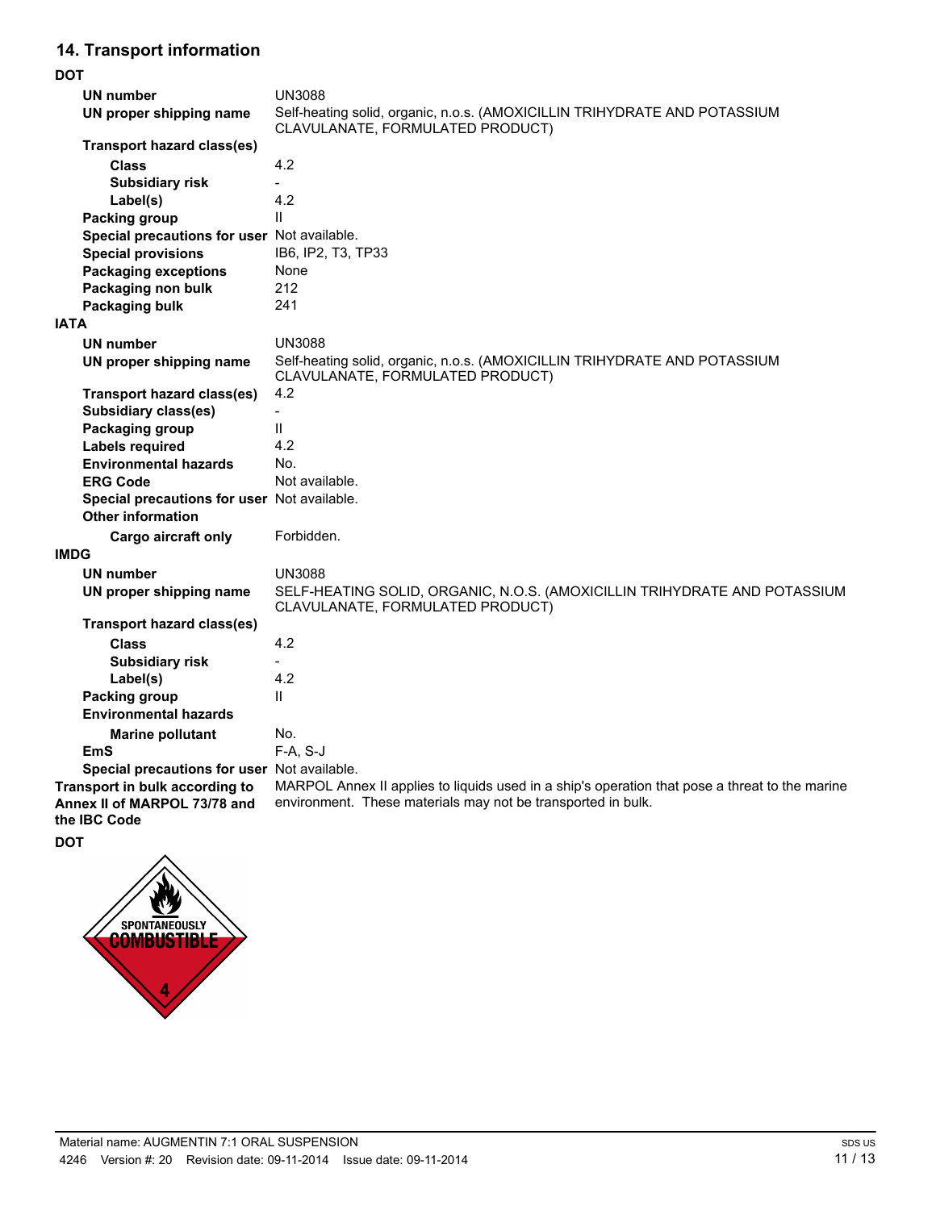## 14. Transport information

**DOT**

| | |
|---|---|
| **UN number** | UN3088 |
| **UN proper shipping name** | Self-heating solid, organic, n.o.s. (AMOXICILLIN TRIHYDRATE AND POTASSIUM CLAVULANATE, FORMULATED PRODUCT) |
| **Transport hazard class(es)** | |
| **Class** | 4.2 |
| **Subsidiary risk** | - |
| **Label(s)** | 4.2 |
| **Packing group** | II |
| **Special precautions for user** | Not available. |
| **Special provisions** | IB6, IP2, T3, TP33 |
| **Packaging exceptions** | None |
| **Packaging non bulk** | 212 |
| **Packaging bulk** | 241 |

**IATA**

| | |
|---|---|
| **UN number** | UN3088 |
| **UN proper shipping name** | Self-heating solid, organic, n.o.s. (AMOXICILLIN TRIHYDRATE AND POTASSIUM CLAVULANATE, FORMULATED PRODUCT) |
| **Transport hazard class(es)** | 4.2 |
| **Subsidiary class(es)** | - |
| **Packaging group** | II |
| **Labels required** | 4.2 |
| **Environmental hazards** | No. |
| **ERG Code** | Not available. |
| **Special precautions for user** | Not available. |
| **Other information** | |
| **Cargo aircraft only** | Forbidden. |

**IMDG**

| | |
|---|---|
| **UN number** | UN3088 |
| **UN proper shipping name** | SELF-HEATING SOLID, ORGANIC, N.O.S. (AMOXICILLIN TRIHYDRATE AND POTASSIUM CLAVULANATE, FORMULATED PRODUCT) |
| **Transport hazard class(es)** | |
| **Class** | 4.2 |
| **Subsidiary risk** | - |
| **Label(s)** | 4.2 |
| **Packing group** | II |
| **Environmental hazards** | |
| **Marine pollutant** | No. |
| **EmS** | F-A, S-J |
| **Special precautions for user** | Not available. |

**Transport in bulk according to Annex II of MARPOL 73/78 and the IBC Code**: MARPOL Annex II applies to liquids used in a ship's operation that pose a threat to the marine environment. These materials may not be transported in bulk.

**DOT**

SPONTANEOUSLY COMBUSTIBLE 4

Material name: AUGMENTIN 7:1 ORAL SUSPENSION
4246 Version #: 20 Revision date: 09-11-2014 Issue date: 09-11-2014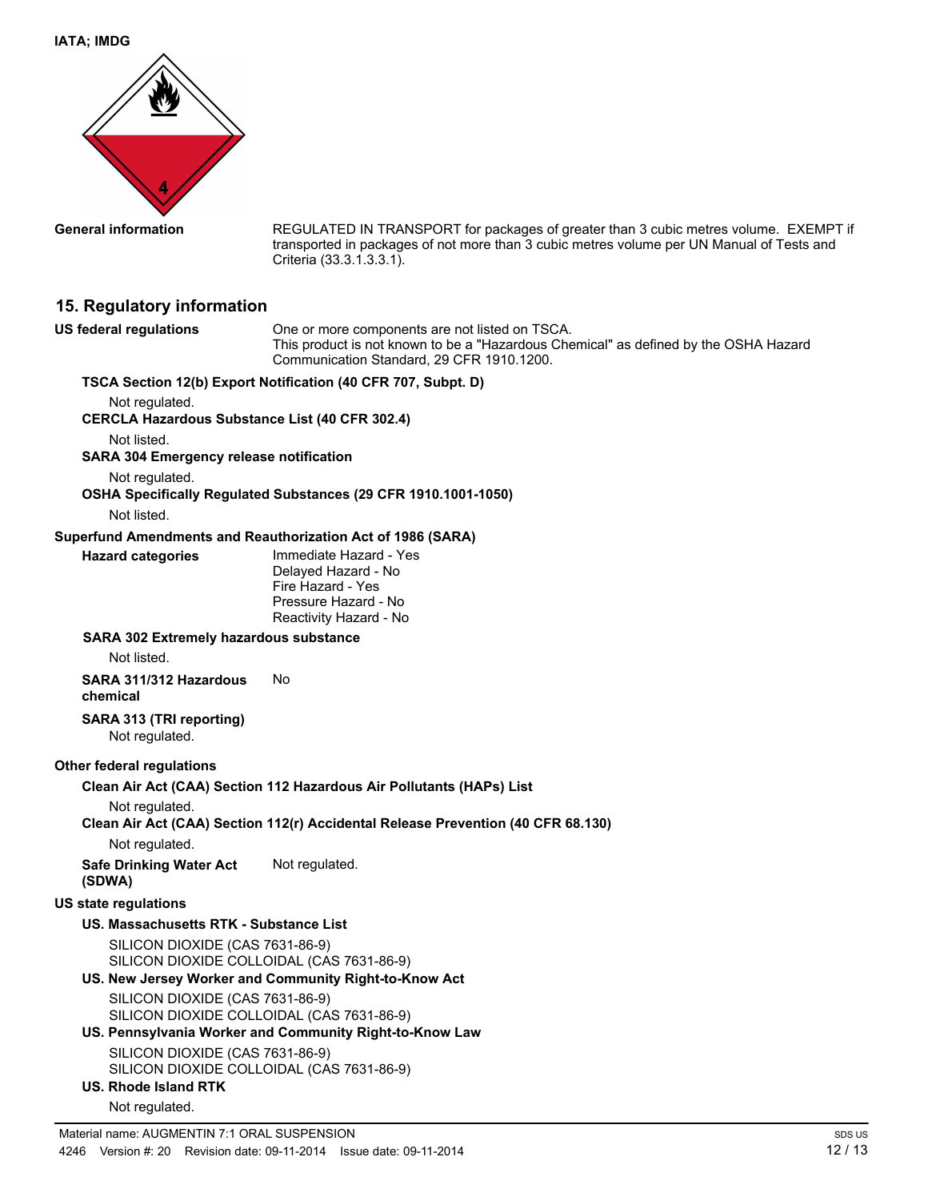**IATA; IMDG**

| | |
|---|---|
| **General information** | REGULATED IN TRANSPORT for packages of greater than 3 cubic metres volume. EXEMPT if transported in packages of not more than 3 cubic metres volume per UN Manual of Tests and Criteria (33.3.1.3.3.1). |

## 15. Regulatory information

**US federal regulations**

One or more components are not listed on TSCA.
This product is not known to be a "Hazardous Chemical" as defined by the OSHA Hazard Communication Standard, 29 CFR 1910.1200.

**TSCA Section 12(b) Export Notification (40 CFR 707, Subpt. D)**

Not regulated.

**CERCLA Hazardous Substance List (40 CFR 302.4)**

Not listed.

**SARA 304 Emergency release notification**

Not regulated.

**OSHA Specifically Regulated Substances (29 CFR 1910.1001-1050)**

Not listed.

**Superfund Amendments and Reauthorization Act of 1986 (SARA)**

**Hazard categories**

Immediate Hazard - Yes
Delayed Hazard - No
Fire Hazard - Yes
Pressure Hazard - No
Reactivity Hazard - No

**SARA 302 Extremely hazardous substance**

Not listed.

**SARA 311/312 Hazardous chemical** No

**SARA 313 (TRI reporting)**

Not regulated.

**Other federal regulations**

**Clean Air Act (CAA) Section 112 Hazardous Air Pollutants (HAPs) List**

Not regulated.

**Clean Air Act (CAA) Section 112(r) Accidental Release Prevention (40 CFR 68.130)**

Not regulated.

**Safe Drinking Water Act (SDWA)** Not regulated.

**US state regulations**

**US. Massachusetts RTK - Substance List**

SILICON DIOXIDE (CAS 7631-86-9)
SILICON DIOXIDE COLLOIDAL (CAS 7631-86-9)

**US. New Jersey Worker and Community Right-to-Know Act**

SILICON DIOXIDE (CAS 7631-86-9)
SILICON DIOXIDE COLLOIDAL (CAS 7631-86-9)

**US. Pennsylvania Worker and Community Right-to-Know Law**

SILICON DIOXIDE (CAS 7631-86-9)
SILICON DIOXIDE COLLOIDAL (CAS 7631-86-9)

**US. Rhode Island RTK**

Not regulated.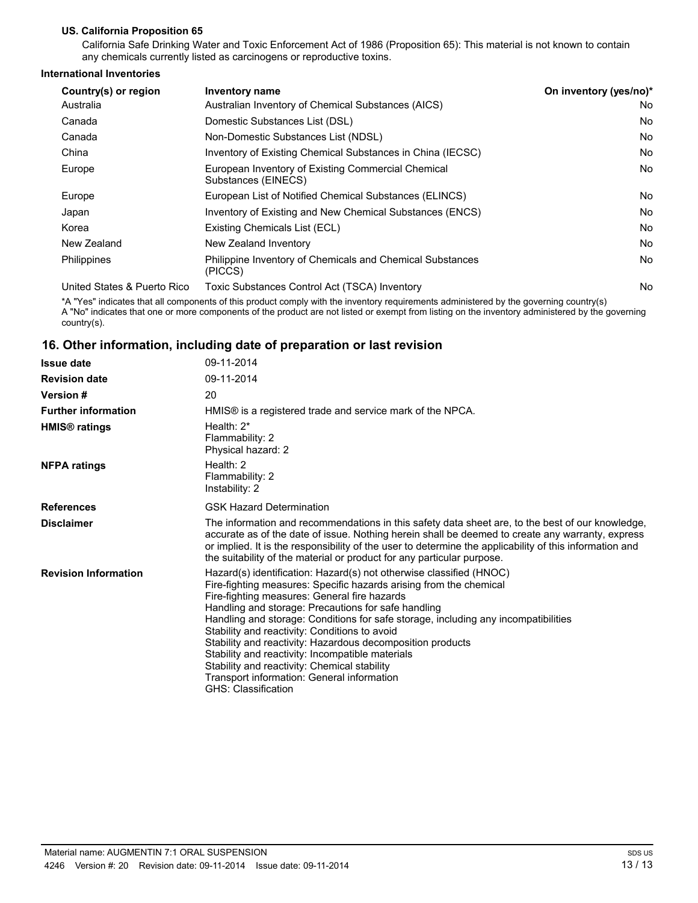**US. California Proposition 65**

California Safe Drinking Water and Toxic Enforcement Act of 1986 (Proposition 65): This material is not known to contain any chemicals currently listed as carcinogens or reproductive toxins.

**International Inventories**

| Country(s) or region | Inventory name | On inventory (yes/no)* |
|---|---|---|
| Australia | Australian Inventory of Chemical Substances (AICS) | No |
| Canada | Domestic Substances List (DSL) | No |
| Canada | Non-Domestic Substances List (NDSL) | No |
| China | Inventory of Existing Chemical Substances in China (IECSC) | No |
| Europe | European Inventory of Existing Commercial Chemical Substances (EINECS) | No |
| Europe | European List of Notified Chemical Substances (ELINCS) | No |
| Japan | Inventory of Existing and New Chemical Substances (ENCS) | No |
| Korea | Existing Chemicals List (ECL) | No |
| New Zealand | New Zealand Inventory | No |
| Philippines | Philippine Inventory of Chemicals and Chemical Substances (PICCS) | No |
| United States & Puerto Rico | Toxic Substances Control Act (TSCA) Inventory | No |

*A "Yes" indicates that all components of this product comply with the inventory requirements administered by the governing country(s)
A "No" indicates that one or more components of the product are not listed or exempt from listing on the inventory administered by the governing country(s).

## 16. Other information, including date of preparation or last revision

**Issue date**: 09-11-2014

**Revision date**: 09-11-2014

**Version #**: 20

**Further information**: HMIS® is a registered trade and service mark of the NPCA.

**HMIS® ratings**:
Health: 2*
Flammability: 2
Physical hazard: 2

**NFPA ratings**:
Health: 2
Flammability: 2
Instability: 2

**References**: GSK Hazard Determination

**Disclaimer**: The information and recommendations in this safety data sheet are, to the best of our knowledge, accurate as of the date of issue. Nothing herein shall be deemed to create any warranty, express or implied. It is the responsibility of the user to determine the applicability of this information and the suitability of the material or product for any particular purpose.

**Revision Information**:
Hazard(s) identification: Hazard(s) not otherwise classified (HNOC)
Fire-fighting measures: Specific hazards arising from the chemical
Fire-fighting measures: General fire hazards
Handling and storage: Precautions for safe handling
Handling and storage: Conditions for safe storage, including any incompatibilities
Stability and reactivity: Conditions to avoid
Stability and reactivity: Hazardous decomposition products
Stability and reactivity: Incompatible materials
Stability and reactivity: Chemical stability
Transport information: General information
GHS: Classification